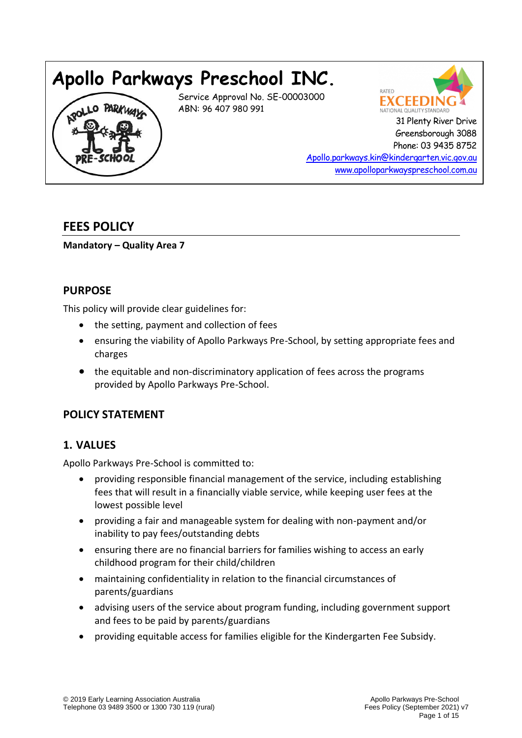# Apollo Parkways Preschool INC.

Service Approval No. SE-00003000
ABN: 96 407 980 991

31 Plenty River Drive
Greensborough 3088
Phone: 03 9435 8752
Apollo.parkways.kin@kindergarten.vic.gov.au
www.apolloparkwayspreschool.com.au

## FEES POLICY

**Mandatory – Quality Area 7**

## PURPOSE

This policy will provide clear guidelines for:

- the setting, payment and collection of fees
- ensuring the viability of Apollo Parkways Pre-School, by setting appropriate fees and charges
- the equitable and non-discriminatory application of fees across the programs provided by Apollo Parkways Pre-School.

## POLICY STATEMENT

## 1. VALUES

Apollo Parkways Pre-School is committed to:

- providing responsible financial management of the service, including establishing fees that will result in a financially viable service, while keeping user fees at the lowest possible level
- providing a fair and manageable system for dealing with non-payment and/or inability to pay fees/outstanding debts
- ensuring there are no financial barriers for families wishing to access an early childhood program for their child/children
- maintaining confidentiality in relation to the financial circumstances of parents/guardians
- advising users of the service about program funding, including government support and fees to be paid by parents/guardians
- providing equitable access for families eligible for the Kindergarten Fee Subsidy.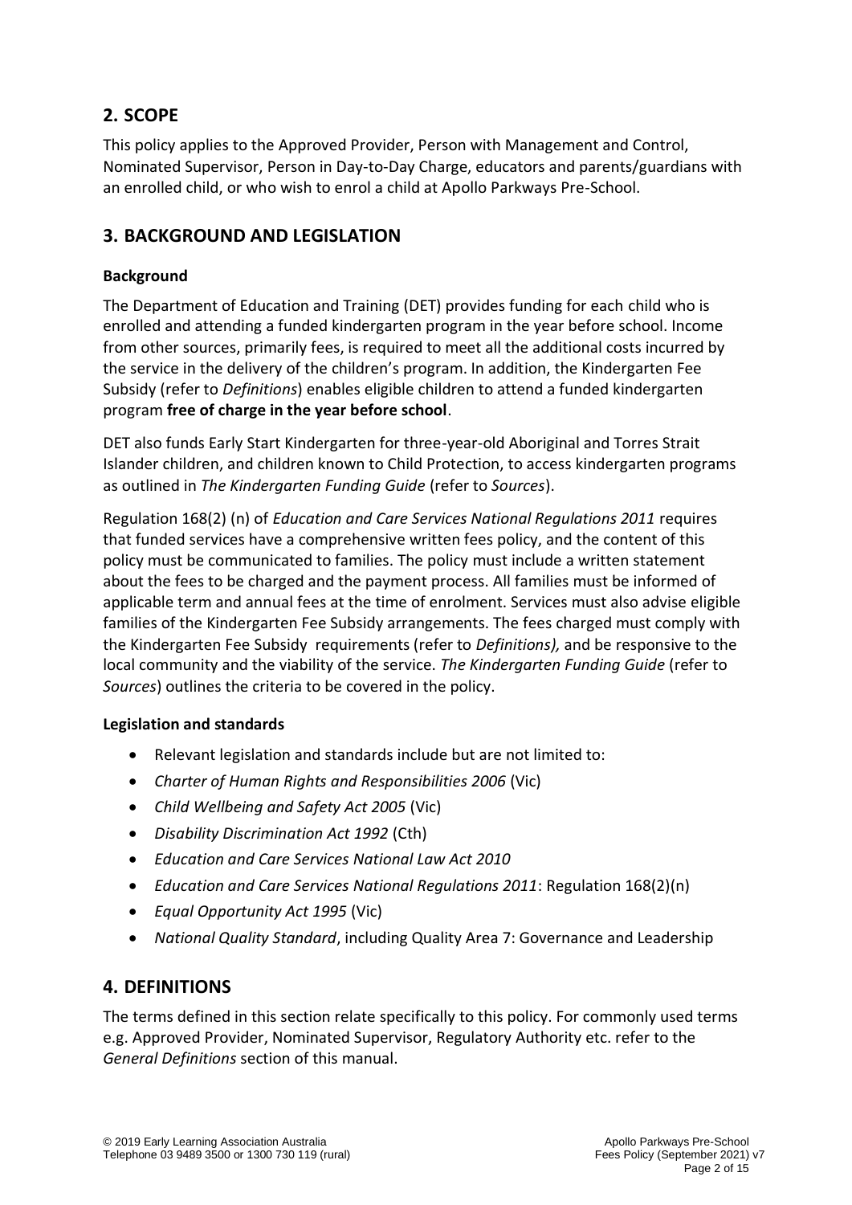## 2. SCOPE

This policy applies to the Approved Provider, Person with Management and Control, Nominated Supervisor, Person in Day-to-Day Charge, educators and parents/guardians with an enrolled child, or who wish to enrol a child at Apollo Parkways Pre-School.

## 3. BACKGROUND AND LEGISLATION

### Background

The Department of Education and Training (DET) provides funding for each child who is enrolled and attending a funded kindergarten program in the year before school. Income from other sources, primarily fees, is required to meet all the additional costs incurred by the service in the delivery of the children's program. In addition, the Kindergarten Fee Subsidy (refer to *Definitions*) enables eligible children to attend a funded kindergarten program **free of charge in the year before school**.

DET also funds Early Start Kindergarten for three-year-old Aboriginal and Torres Strait Islander children, and children known to Child Protection, to access kindergarten programs as outlined in *The Kindergarten Funding Guide* (refer to *Sources*).

Regulation 168(2) (n) of *Education and Care Services National Regulations 2011* requires that funded services have a comprehensive written fees policy, and the content of this policy must be communicated to families. The policy must include a written statement about the fees to be charged and the payment process. All families must be informed of applicable term and annual fees at the time of enrolment. Services must also advise eligible families of the Kindergarten Fee Subsidy arrangements. The fees charged must comply with the Kindergarten Fee Subsidy requirements (refer to *Definitions),* and be responsive to the local community and the viability of the service. *The Kindergarten Funding Guide* (refer to *Sources*) outlines the criteria to be covered in the policy.

### Legislation and standards

- Relevant legislation and standards include but are not limited to:
- *Charter of Human Rights and Responsibilities 2006* (Vic)
- *Child Wellbeing and Safety Act 2005* (Vic)
- *Disability Discrimination Act 1992* (Cth)
- *Education and Care Services National Law Act 2010*
- *Education and Care Services National Regulations 2011*: Regulation 168(2)(n)
- *Equal Opportunity Act 1995* (Vic)
- *National Quality Standard*, including Quality Area 7: Governance and Leadership

## 4. DEFINITIONS

The terms defined in this section relate specifically to this policy. For commonly used terms e.g. Approved Provider, Nominated Supervisor, Regulatory Authority etc. refer to the *General Definitions* section of this manual.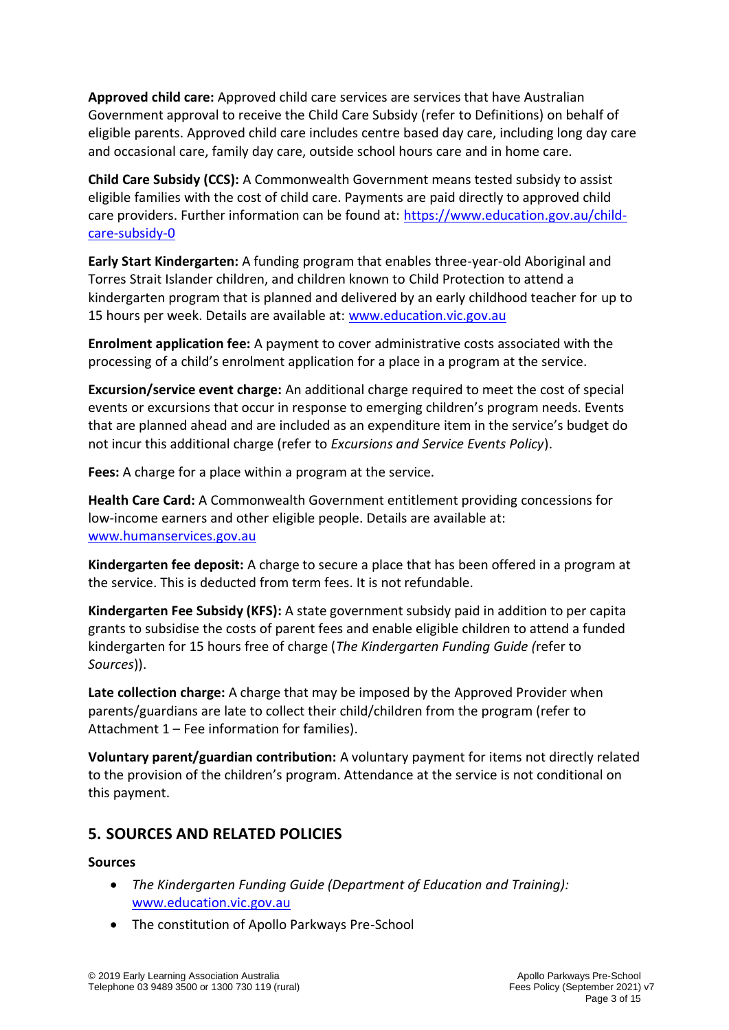**Approved child care:** Approved child care services are services that have Australian Government approval to receive the Child Care Subsidy (refer to Definitions) on behalf of eligible parents. Approved child care includes centre based day care, including long day care and occasional care, family day care, outside school hours care and in home care.

**Child Care Subsidy (CCS):** A Commonwealth Government means tested subsidy to assist eligible families with the cost of child care. Payments are paid directly to approved child care providers. Further information can be found at: [https://www.education.gov.au/child-care-subsidy-0](https://www.education.gov.au/child-care-subsidy-0)

**Early Start Kindergarten:** A funding program that enables three-year-old Aboriginal and Torres Strait Islander children, and children known to Child Protection to attend a kindergarten program that is planned and delivered by an early childhood teacher for up to 15 hours per week. Details are available at: [www.education.vic.gov.au](http://www.education.vic.gov.au)

**Enrolment application fee:** A payment to cover administrative costs associated with the processing of a child's enrolment application for a place in a program at the service.

**Excursion/service event charge:** An additional charge required to meet the cost of special events or excursions that occur in response to emerging children's program needs. Events that are planned ahead and are included as an expenditure item in the service's budget do not incur this additional charge (refer to *Excursions and Service Events Policy*).

**Fees:** A charge for a place within a program at the service.

**Health Care Card:** A Commonwealth Government entitlement providing concessions for low-income earners and other eligible people. Details are available at: [www.humanservices.gov.au](http://www.humanservices.gov.au)

**Kindergarten fee deposit:** A charge to secure a place that has been offered in a program at the service. This is deducted from term fees. It is not refundable.

**Kindergarten Fee Subsidy (KFS):** A state government subsidy paid in addition to per capita grants to subsidise the costs of parent fees and enable eligible children to attend a funded kindergarten for 15 hours free of charge (*The Kindergarten Funding Guide (*refer to *Sources*)).

**Late collection charge:** A charge that may be imposed by the Approved Provider when parents/guardians are late to collect their child/children from the program (refer to Attachment 1 – Fee information for families).

**Voluntary parent/guardian contribution:** A voluntary payment for items not directly related to the provision of the children's program. Attendance at the service is not conditional on this payment.

## 5. SOURCES AND RELATED POLICIES

**Sources**

- *The Kindergarten Funding Guide (Department of Education and Training):* [www.education.vic.gov.au](http://www.education.vic.gov.au)
- The constitution of Apollo Parkways Pre-School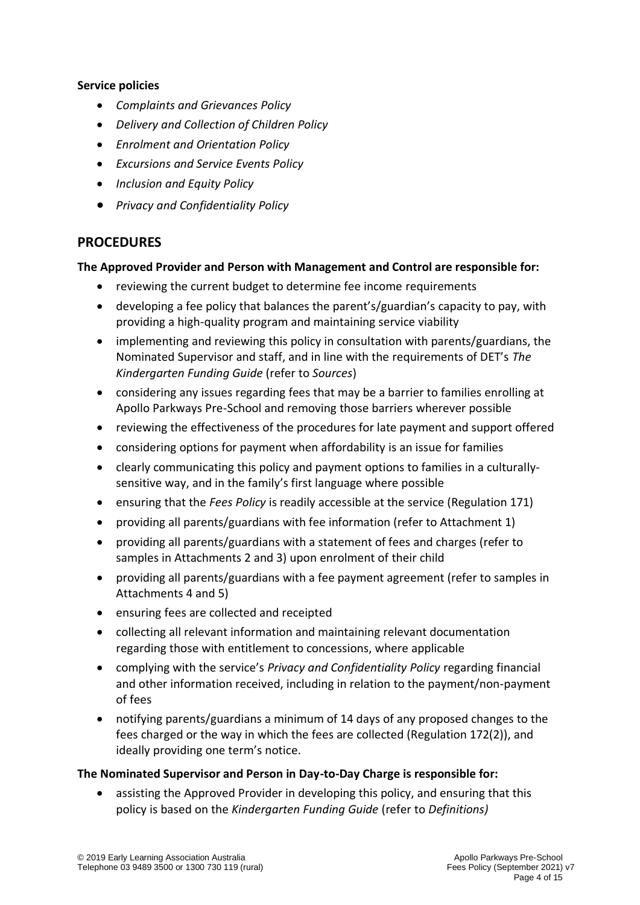**Service policies**

- *Complaints and Grievances Policy*
- *Delivery and Collection of Children Policy*
- *Enrolment and Orientation Policy*
- *Excursions and Service Events Policy*
- *Inclusion and Equity Policy*
- *Privacy and Confidentiality Policy*

## PROCEDURES

**The Approved Provider and Person with Management and Control are responsible for:**

- reviewing the current budget to determine fee income requirements
- developing a fee policy that balances the parent's/guardian's capacity to pay, with providing a high-quality program and maintaining service viability
- implementing and reviewing this policy in consultation with parents/guardians, the Nominated Supervisor and staff, and in line with the requirements of DET's *The Kindergarten Funding Guide* (refer to *Sources*)
- considering any issues regarding fees that may be a barrier to families enrolling at Apollo Parkways Pre-School and removing those barriers wherever possible
- reviewing the effectiveness of the procedures for late payment and support offered
- considering options for payment when affordability is an issue for families
- clearly communicating this policy and payment options to families in a culturally-sensitive way, and in the family's first language where possible
- ensuring that the *Fees Policy* is readily accessible at the service (Regulation 171)
- providing all parents/guardians with fee information (refer to Attachment 1)
- providing all parents/guardians with a statement of fees and charges (refer to samples in Attachments 2 and 3) upon enrolment of their child
- providing all parents/guardians with a fee payment agreement (refer to samples in Attachments 4 and 5)
- ensuring fees are collected and receipted
- collecting all relevant information and maintaining relevant documentation regarding those with entitlement to concessions, where applicable
- complying with the service's *Privacy and Confidentiality Policy* regarding financial and other information received, including in relation to the payment/non-payment of fees
- notifying parents/guardians a minimum of 14 days of any proposed changes to the fees charged or the way in which the fees are collected (Regulation 172(2)), and ideally providing one term's notice.

**The Nominated Supervisor and Person in Day-to-Day Charge is responsible for:**

- assisting the Approved Provider in developing this policy, and ensuring that this policy is based on the *Kindergarten Funding Guide* (refer to *Definitions)*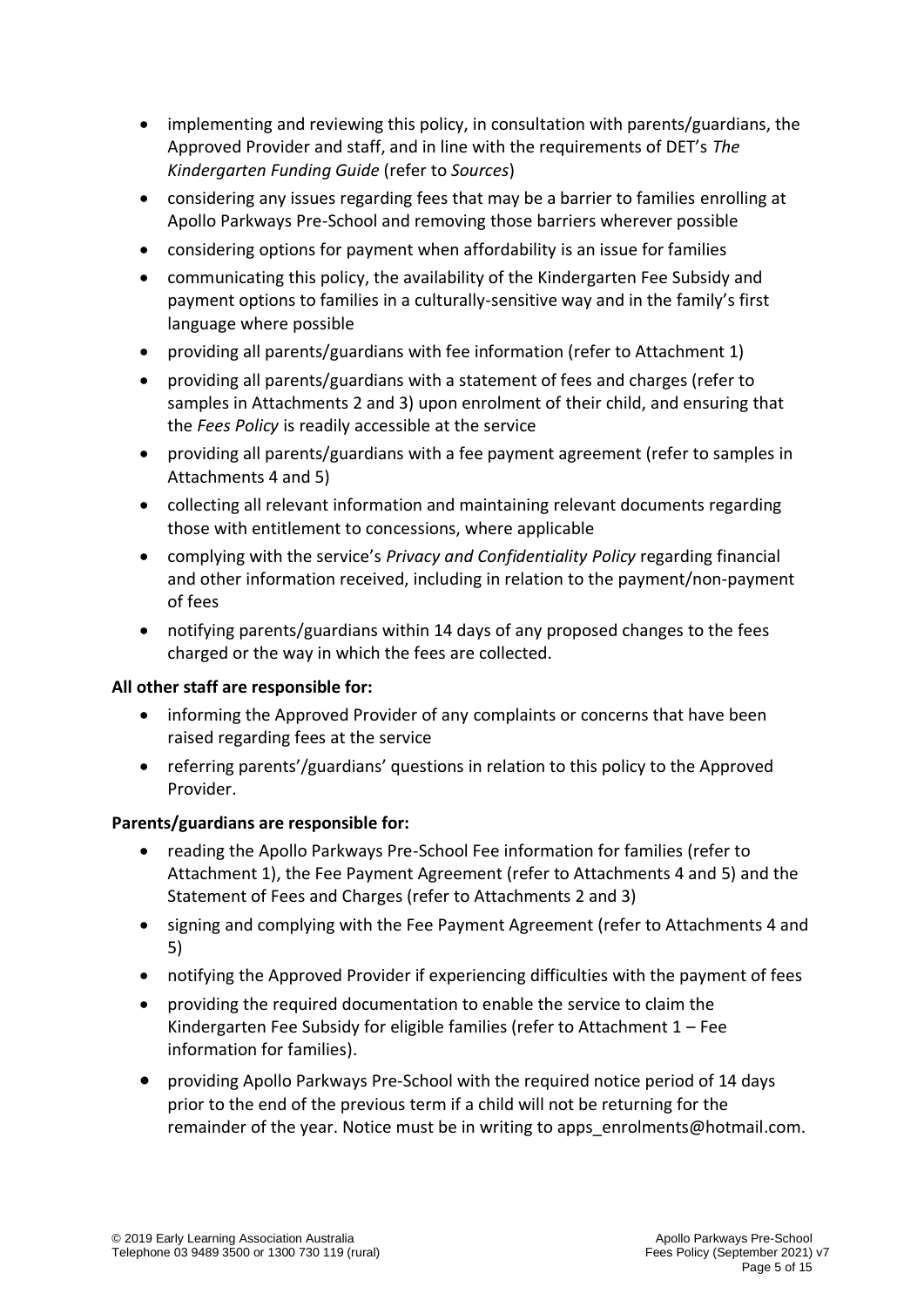- implementing and reviewing this policy, in consultation with parents/guardians, the Approved Provider and staff, and in line with the requirements of DET's *The Kindergarten Funding Guide* (refer to *Sources*)
- considering any issues regarding fees that may be a barrier to families enrolling at Apollo Parkways Pre-School and removing those barriers wherever possible
- considering options for payment when affordability is an issue for families
- communicating this policy, the availability of the Kindergarten Fee Subsidy and payment options to families in a culturally-sensitive way and in the family's first language where possible
- providing all parents/guardians with fee information (refer to Attachment 1)
- providing all parents/guardians with a statement of fees and charges (refer to samples in Attachments 2 and 3) upon enrolment of their child, and ensuring that the *Fees Policy* is readily accessible at the service
- providing all parents/guardians with a fee payment agreement (refer to samples in Attachments 4 and 5)
- collecting all relevant information and maintaining relevant documents regarding those with entitlement to concessions, where applicable
- complying with the service's *Privacy and Confidentiality Policy* regarding financial and other information received, including in relation to the payment/non-payment of fees
- notifying parents/guardians within 14 days of any proposed changes to the fees charged or the way in which the fees are collected.

**All other staff are responsible for:**

- informing the Approved Provider of any complaints or concerns that have been raised regarding fees at the service
- referring parents'/guardians' questions in relation to this policy to the Approved Provider.

**Parents/guardians are responsible for:**

- reading the Apollo Parkways Pre-School Fee information for families (refer to Attachment 1), the Fee Payment Agreement (refer to Attachments 4 and 5) and the Statement of Fees and Charges (refer to Attachments 2 and 3)
- signing and complying with the Fee Payment Agreement (refer to Attachments 4 and 5)
- notifying the Approved Provider if experiencing difficulties with the payment of fees
- providing the required documentation to enable the service to claim the Kindergarten Fee Subsidy for eligible families (refer to Attachment 1 – Fee information for families).
- providing Apollo Parkways Pre-School with the required notice period of 14 days prior to the end of the previous term if a child will not be returning for the remainder of the year. Notice must be in writing to apps_enrolments@hotmail.com.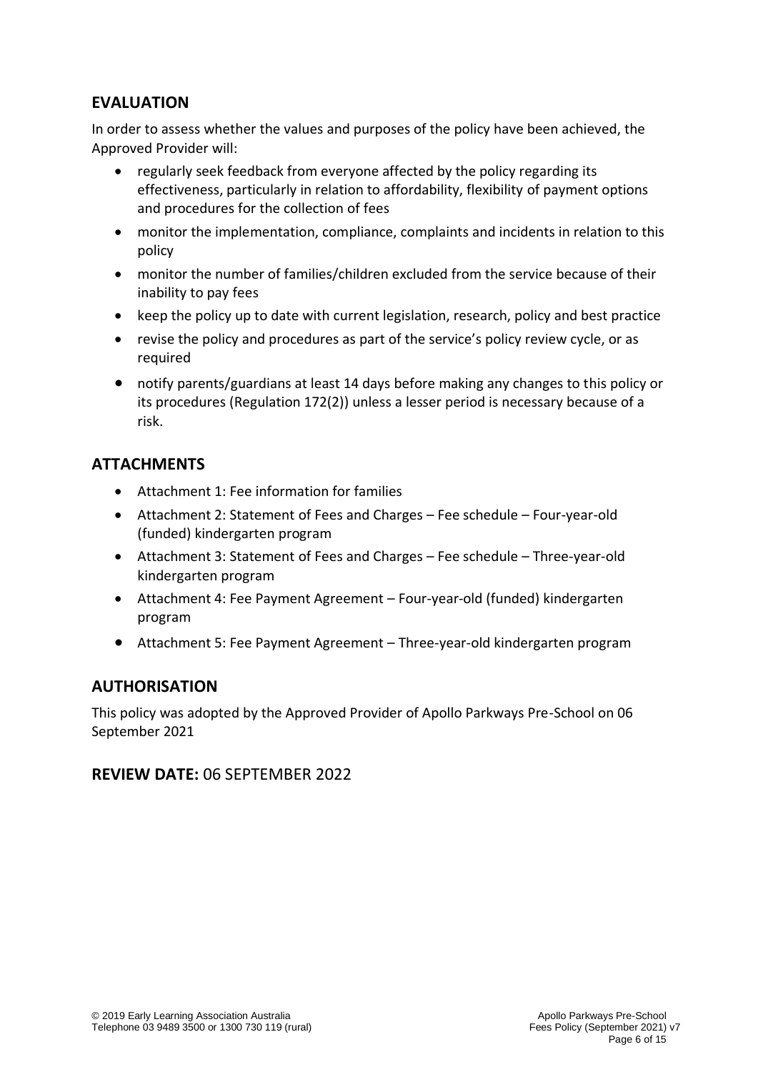## EVALUATION

In order to assess whether the values and purposes of the policy have been achieved, the Approved Provider will:

- regularly seek feedback from everyone affected by the policy regarding its effectiveness, particularly in relation to affordability, flexibility of payment options and procedures for the collection of fees
- monitor the implementation, compliance, complaints and incidents in relation to this policy
- monitor the number of families/children excluded from the service because of their inability to pay fees
- keep the policy up to date with current legislation, research, policy and best practice
- revise the policy and procedures as part of the service's policy review cycle, or as required
- notify parents/guardians at least 14 days before making any changes to this policy or its procedures (Regulation 172(2)) unless a lesser period is necessary because of a risk.

## ATTACHMENTS

- Attachment 1: Fee information for families
- Attachment 2: Statement of Fees and Charges – Fee schedule – Four-year-old (funded) kindergarten program
- Attachment 3: Statement of Fees and Charges – Fee schedule – Three-year-old kindergarten program
- Attachment 4: Fee Payment Agreement – Four-year-old (funded) kindergarten program
- Attachment 5: Fee Payment Agreement – Three-year-old kindergarten program

## AUTHORISATION

This policy was adopted by the Approved Provider of Apollo Parkways Pre-School on 06 September 2021

## REVIEW DATE: 06 SEPTEMBER 2022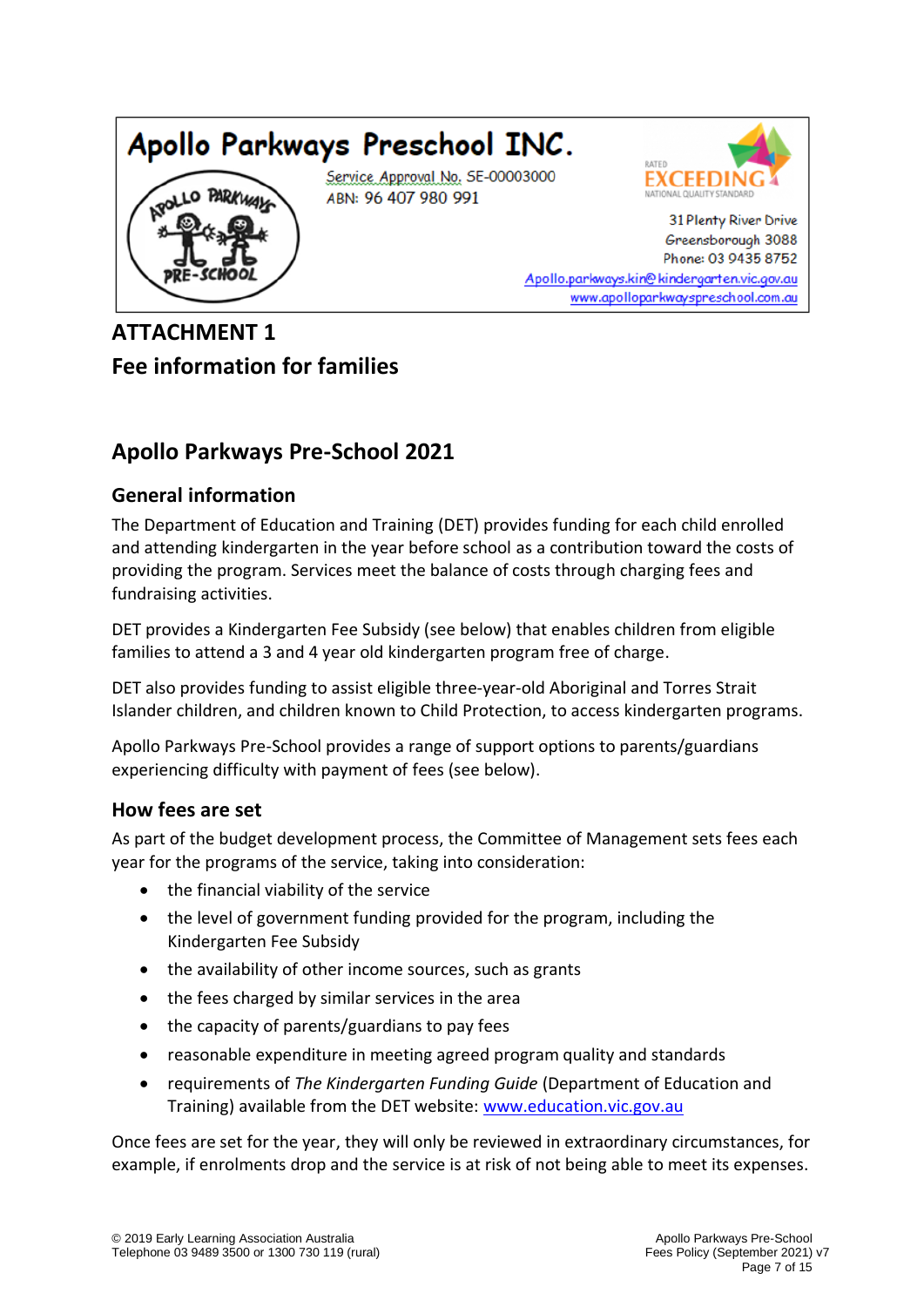Apollo Parkways Preschool INC.

Service Approval No. SE-00003000
ABN: 96 407 980 991

31 Plenty River Drive
Greensborough 3088
Phone: 03 9435 8752
Apollo.parkways.kin@kindergarten.vic.gov.au
www.apolloparkwayspreschool.com.au

# ATTACHMENT 1
# Fee information for families

## Apollo Parkways Pre-School 2021

### General information

The Department of Education and Training (DET) provides funding for each child enrolled and attending kindergarten in the year before school as a contribution toward the costs of providing the program. Services meet the balance of costs through charging fees and fundraising activities.

DET provides a Kindergarten Fee Subsidy (see below) that enables children from eligible families to attend a 3 and 4 year old kindergarten program free of charge.

DET also provides funding to assist eligible three-year-old Aboriginal and Torres Strait Islander children, and children known to Child Protection, to access kindergarten programs.

Apollo Parkways Pre-School provides a range of support options to parents/guardians experiencing difficulty with payment of fees (see below).

### How fees are set

As part of the budget development process, the Committee of Management sets fees each year for the programs of the service, taking into consideration:

- the financial viability of the service
- the level of government funding provided for the program, including the Kindergarten Fee Subsidy
- the availability of other income sources, such as grants
- the fees charged by similar services in the area
- the capacity of parents/guardians to pay fees
- reasonable expenditure in meeting agreed program quality and standards
- requirements of *The Kindergarten Funding Guide* (Department of Education and Training) available from the DET website: www.education.vic.gov.au

Once fees are set for the year, they will only be reviewed in extraordinary circumstances, for example, if enrolments drop and the service is at risk of not being able to meet its expenses.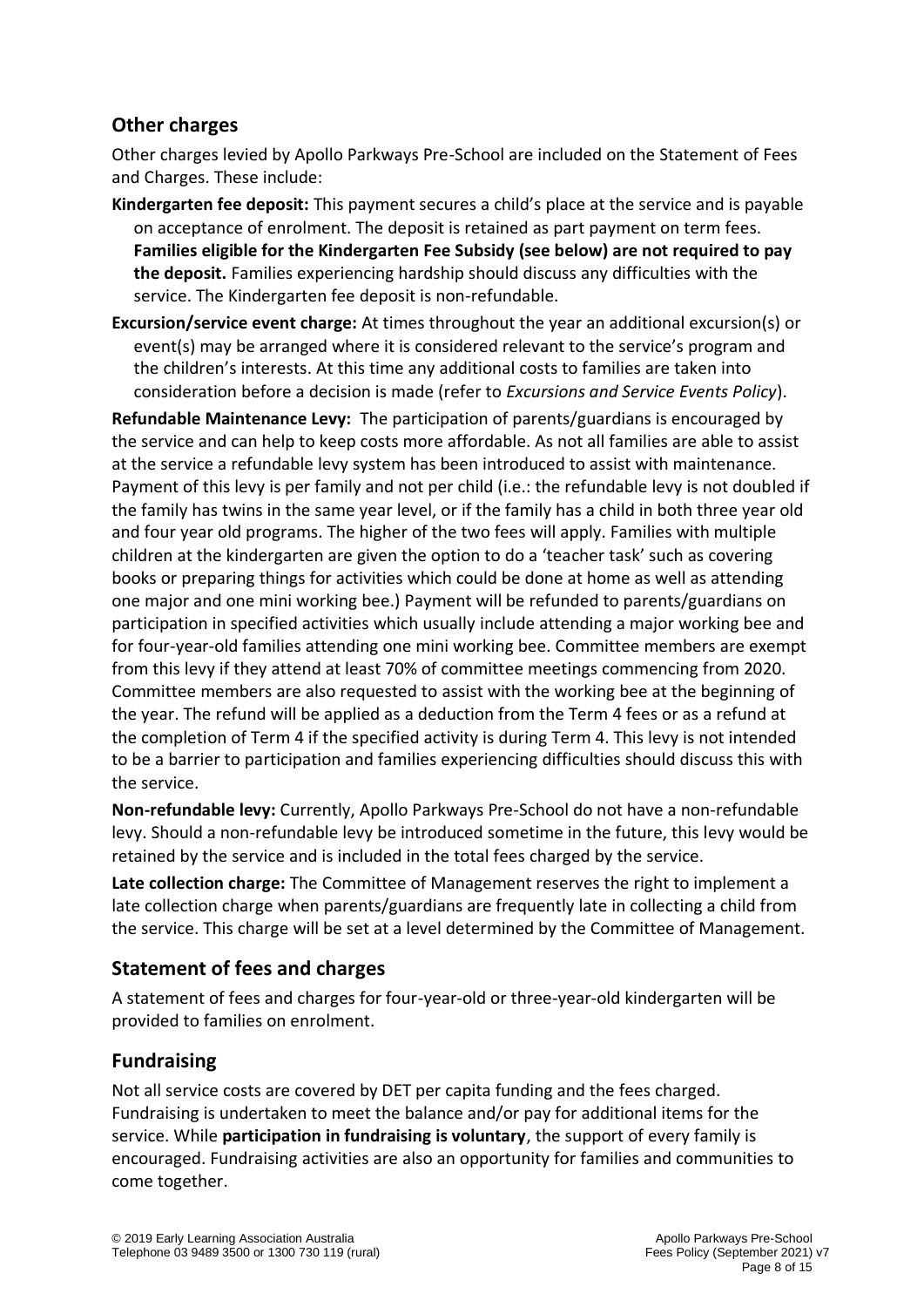## Other charges

Other charges levied by Apollo Parkways Pre-School are included on the Statement of Fees and Charges. These include:

**Kindergarten fee deposit:** This payment secures a child's place at the service and is payable on acceptance of enrolment. The deposit is retained as part payment on term fees. **Families eligible for the Kindergarten Fee Subsidy (see below) are not required to pay the deposit.** Families experiencing hardship should discuss any difficulties with the service. The Kindergarten fee deposit is non-refundable.

**Excursion/service event charge:** At times throughout the year an additional excursion(s) or event(s) may be arranged where it is considered relevant to the service's program and the children's interests. At this time any additional costs to families are taken into consideration before a decision is made (refer to *Excursions and Service Events Policy*).

**Refundable Maintenance Levy:** The participation of parents/guardians is encouraged by the service and can help to keep costs more affordable. As not all families are able to assist at the service a refundable levy system has been introduced to assist with maintenance. Payment of this levy is per family and not per child (i.e.: the refundable levy is not doubled if the family has twins in the same year level, or if the family has a child in both three year old and four year old programs. The higher of the two fees will apply. Families with multiple children at the kindergarten are given the option to do a 'teacher task' such as covering books or preparing things for activities which could be done at home as well as attending one major and one mini working bee.) Payment will be refunded to parents/guardians on participation in specified activities which usually include attending a major working bee and for four-year-old families attending one mini working bee. Committee members are exempt from this levy if they attend at least 70% of committee meetings commencing from 2020. Committee members are also requested to assist with the working bee at the beginning of the year. The refund will be applied as a deduction from the Term 4 fees or as a refund at the completion of Term 4 if the specified activity is during Term 4. This levy is not intended to be a barrier to participation and families experiencing difficulties should discuss this with the service.

**Non-refundable levy:** Currently, Apollo Parkways Pre-School do not have a non-refundable levy. Should a non-refundable levy be introduced sometime in the future, this levy would be retained by the service and is included in the total fees charged by the service.

**Late collection charge:** The Committee of Management reserves the right to implement a late collection charge when parents/guardians are frequently late in collecting a child from the service. This charge will be set at a level determined by the Committee of Management.

## Statement of fees and charges

A statement of fees and charges for four-year-old or three-year-old kindergarten will be provided to families on enrolment.

## Fundraising

Not all service costs are covered by DET per capita funding and the fees charged. Fundraising is undertaken to meet the balance and/or pay for additional items for the service. While **participation in fundraising is voluntary**, the support of every family is encouraged. Fundraising activities are also an opportunity for families and communities to come together.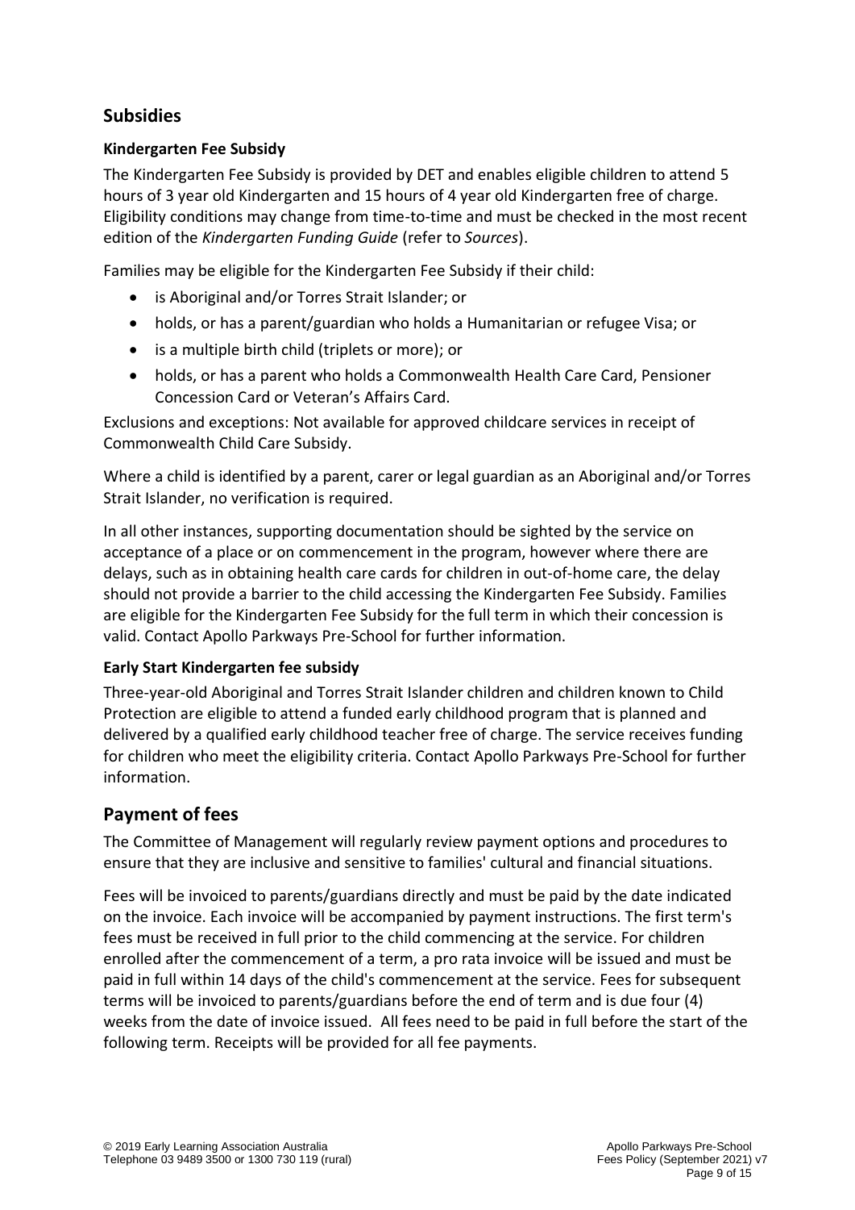## Subsidies

### Kindergarten Fee Subsidy

The Kindergarten Fee Subsidy is provided by DET and enables eligible children to attend 5 hours of 3 year old Kindergarten and 15 hours of 4 year old Kindergarten free of charge. Eligibility conditions may change from time-to-time and must be checked in the most recent edition of the *Kindergarten Funding Guide* (refer to *Sources*).

Families may be eligible for the Kindergarten Fee Subsidy if their child:

- is Aboriginal and/or Torres Strait Islander; or
- holds, or has a parent/guardian who holds a Humanitarian or refugee Visa; or
- is a multiple birth child (triplets or more); or
- holds, or has a parent who holds a Commonwealth Health Care Card, Pensioner Concession Card or Veteran's Affairs Card.

Exclusions and exceptions: Not available for approved childcare services in receipt of Commonwealth Child Care Subsidy.

Where a child is identified by a parent, carer or legal guardian as an Aboriginal and/or Torres Strait Islander, no verification is required.

In all other instances, supporting documentation should be sighted by the service on acceptance of a place or on commencement in the program, however where there are delays, such as in obtaining health care cards for children in out-of-home care, the delay should not provide a barrier to the child accessing the Kindergarten Fee Subsidy. Families are eligible for the Kindergarten Fee Subsidy for the full term in which their concession is valid. Contact Apollo Parkways Pre-School for further information.

### Early Start Kindergarten fee subsidy

Three-year-old Aboriginal and Torres Strait Islander children and children known to Child Protection are eligible to attend a funded early childhood program that is planned and delivered by a qualified early childhood teacher free of charge. The service receives funding for children who meet the eligibility criteria. Contact Apollo Parkways Pre-School for further information.

## Payment of fees

The Committee of Management will regularly review payment options and procedures to ensure that they are inclusive and sensitive to families' cultural and financial situations.

Fees will be invoiced to parents/guardians directly and must be paid by the date indicated on the invoice. Each invoice will be accompanied by payment instructions. The first term's fees must be received in full prior to the child commencing at the service. For children enrolled after the commencement of a term, a pro rata invoice will be issued and must be paid in full within 14 days of the child's commencement at the service. Fees for subsequent terms will be invoiced to parents/guardians before the end of term and is due four (4) weeks from the date of invoice issued. All fees need to be paid in full before the start of the following term. Receipts will be provided for all fee payments.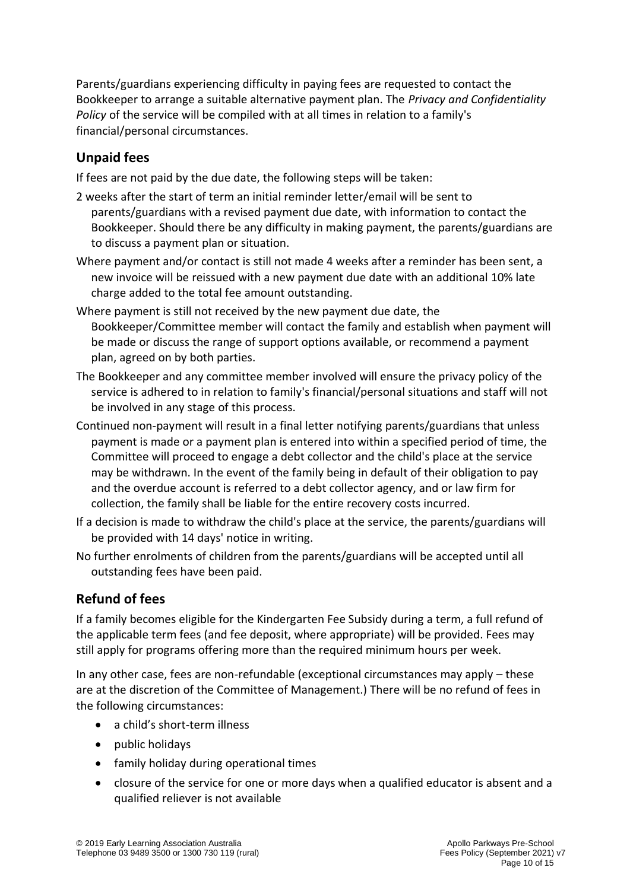Parents/guardians experiencing difficulty in paying fees are requested to contact the Bookkeeper to arrange a suitable alternative payment plan. The *Privacy and Confidentiality Policy* of the service will be compiled with at all times in relation to a family's financial/personal circumstances.

## Unpaid fees

If fees are not paid by the due date, the following steps will be taken:

2 weeks after the start of term an initial reminder letter/email will be sent to parents/guardians with a revised payment due date, with information to contact the Bookkeeper. Should there be any difficulty in making payment, the parents/guardians are to discuss a payment plan or situation.

Where payment and/or contact is still not made 4 weeks after a reminder has been sent, a new invoice will be reissued with a new payment due date with an additional 10% late charge added to the total fee amount outstanding.

Where payment is still not received by the new payment due date, the Bookkeeper/Committee member will contact the family and establish when payment will be made or discuss the range of support options available, or recommend a payment plan, agreed on by both parties.

The Bookkeeper and any committee member involved will ensure the privacy policy of the service is adhered to in relation to family's financial/personal situations and staff will not be involved in any stage of this process.

Continued non-payment will result in a final letter notifying parents/guardians that unless payment is made or a payment plan is entered into within a specified period of time, the Committee will proceed to engage a debt collector and the child's place at the service may be withdrawn. In the event of the family being in default of their obligation to pay and the overdue account is referred to a debt collector agency, and or law firm for collection, the family shall be liable for the entire recovery costs incurred.

If a decision is made to withdraw the child's place at the service, the parents/guardians will be provided with 14 days' notice in writing.

No further enrolments of children from the parents/guardians will be accepted until all outstanding fees have been paid.

## Refund of fees

If a family becomes eligible for the Kindergarten Fee Subsidy during a term, a full refund of the applicable term fees (and fee deposit, where appropriate) will be provided. Fees may still apply for programs offering more than the required minimum hours per week.

In any other case, fees are non-refundable (exceptional circumstances may apply – these are at the discretion of the Committee of Management.) There will be no refund of fees in the following circumstances:

- a child's short-term illness
- public holidays
- family holiday during operational times
- closure of the service for one or more days when a qualified educator is absent and a qualified reliever is not available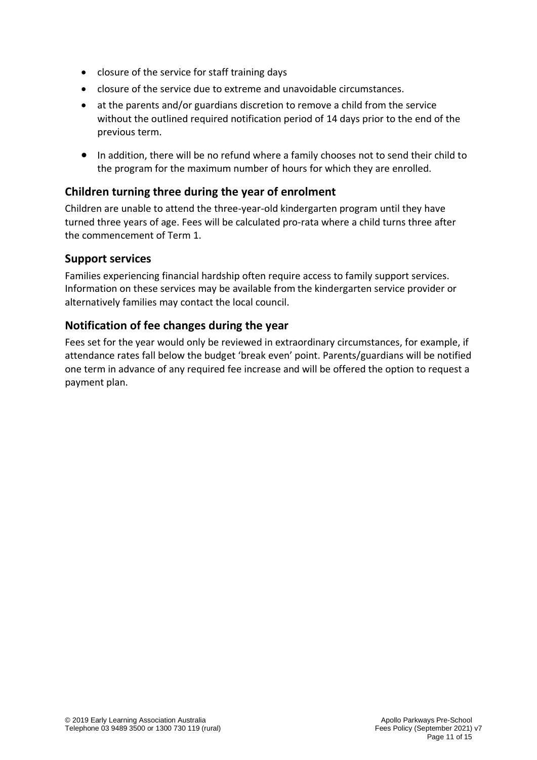- closure of the service for staff training days
- closure of the service due to extreme and unavoidable circumstances.
- at the parents and/or guardians discretion to remove a child from the service without the outlined required notification period of 14 days prior to the end of the previous term.
- In addition, there will be no refund where a family chooses not to send their child to the program for the maximum number of hours for which they are enrolled.

## Children turning three during the year of enrolment

Children are unable to attend the three-year-old kindergarten program until they have turned three years of age. Fees will be calculated pro-rata where a child turns three after the commencement of Term 1.

## Support services

Families experiencing financial hardship often require access to family support services. Information on these services may be available from the kindergarten service provider or alternatively families may contact the local council.

## Notification of fee changes during the year

Fees set for the year would only be reviewed in extraordinary circumstances, for example, if attendance rates fall below the budget 'break even' point. Parents/guardians will be notified one term in advance of any required fee increase and will be offered the option to request a payment plan.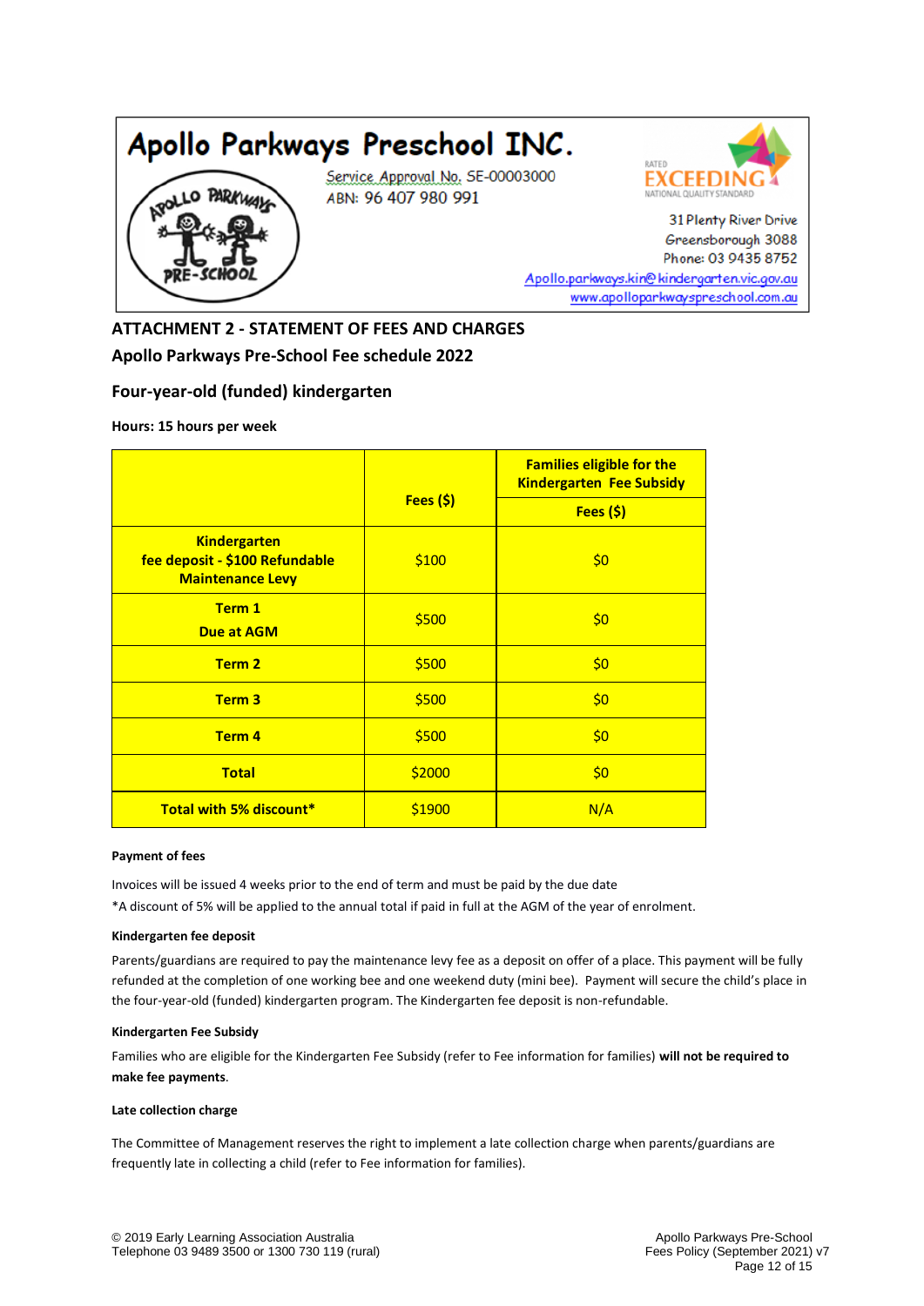# Apollo Parkways Preschool INC.

Service Approval No. SE-00003000
ABN: 96 407 980 991

RATED EXCEEDING NATIONAL QUALITY STANDARD

31 Plenty River Drive
Greensborough 3088
Phone: 03 9435 8752
Apollo.parkways.kin@kindergarten.vic.gov.au
www.apolloparkwayspreschool.com.au

## ATTACHMENT 2 - STATEMENT OF FEES AND CHARGES

## Apollo Parkways Pre-School Fee schedule 2022

### Four-year-old (funded) kindergarten

**Hours: 15 hours per week**

| | Fees ($) | Families eligible for the Kindergarten Fee Subsidy<br>Fees ($) |
|---|---|---|
| **Kindergarten fee deposit - $100 Refundable Maintenance Levy** | $100 | $0 |
| **Term 1 Due at AGM** | $500 | $0 |
| **Term 2** | $500 | $0 |
| **Term 3** | $500 | $0 |
| **Term 4** | $500 | $0 |
| **Total** | $2000 | $0 |
| **Total with 5% discount*** | $1900 | N/A |

#### Payment of fees

Invoices will be issued 4 weeks prior to the end of term and must be paid by the due date

*A discount of 5% will be applied to the annual total if paid in full at the AGM of the year of enrolment.

#### Kindergarten fee deposit

Parents/guardians are required to pay the maintenance levy fee as a deposit on offer of a place. This payment will be fully refunded at the completion of one working bee and one weekend duty (mini bee). Payment will secure the child's place in the four-year-old (funded) kindergarten program. The Kindergarten fee deposit is non-refundable.

#### Kindergarten Fee Subsidy

Families who are eligible for the Kindergarten Fee Subsidy (refer to Fee information for families) **will not be required to make fee payments**.

#### Late collection charge

The Committee of Management reserves the right to implement a late collection charge when parents/guardians are frequently late in collecting a child (refer to Fee information for families).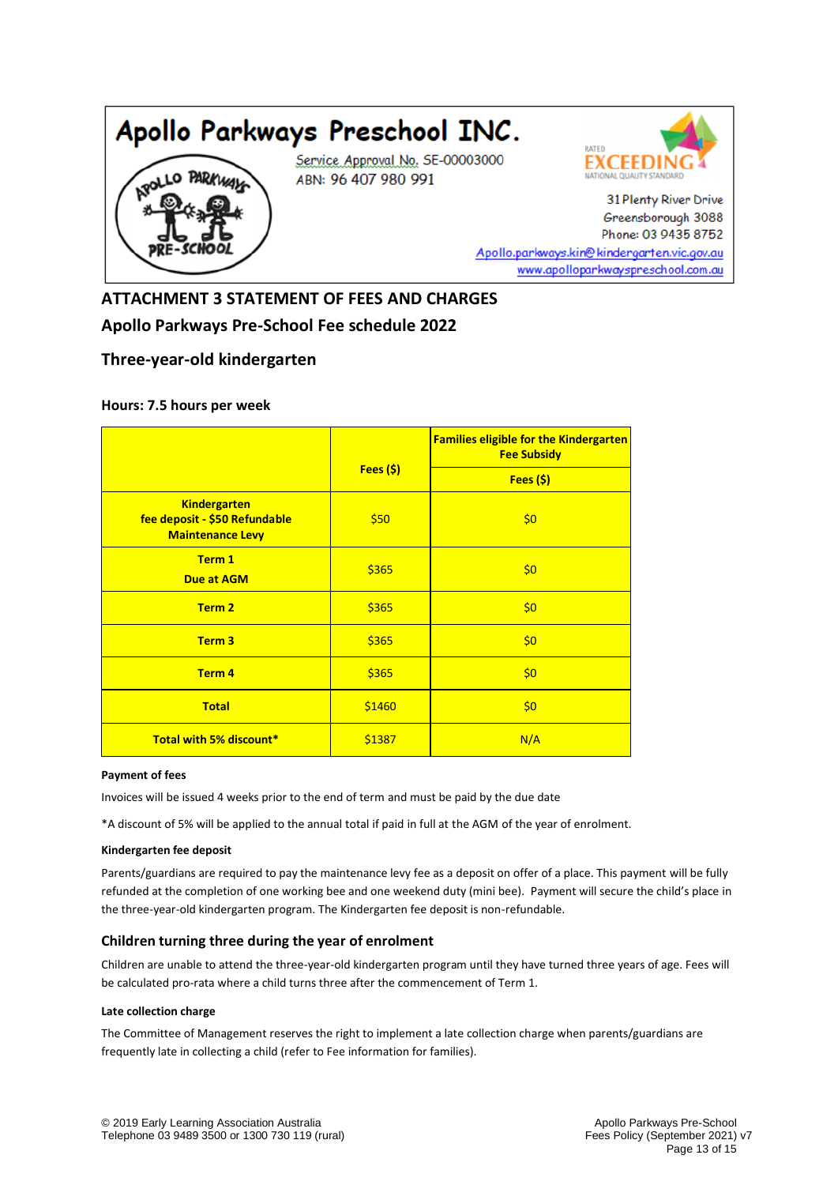# Apollo Parkways Preschool INC.

Service Approval No. SE-00003000
ABN: 96 407 980 991

RATED EXCEEDING NATIONAL QUALITY STANDARD

31 Plenty River Drive
Greensborough 3088
Phone: 03 9435 8752
Apollo.parkways.kin@kindergarten.vic.gov.au
www.apolloparkwayspreschool.com.au

## ATTACHMENT 3 STATEMENT OF FEES AND CHARGES

## Apollo Parkways Pre-School Fee schedule 2022

## Three-year-old kindergarten

#### Hours: 7.5 hours per week

| | Fees ($) | Families eligible for the Kindergarten Fee Subsidy |
|---|---|---|
| | | Fees ($) |
| Kindergarten fee deposit - $50 Refundable Maintenance Levy | $50 | $0 |
| Term 1 Due at AGM | $365 | $0 |
| Term 2 | $365 | $0 |
| Term 3 | $365 | $0 |
| Term 4 | $365 | $0 |
| Total | $1460 | $0 |
| Total with 5% discount* | $1387 | N/A |

**Payment of fees**

Invoices will be issued 4 weeks prior to the end of term and must be paid by the due date

*A discount of 5% will be applied to the annual total if paid in full at the AGM of the year of enrolment.

**Kindergarten fee deposit**

Parents/guardians are required to pay the maintenance levy fee as a deposit on offer of a place. This payment will be fully refunded at the completion of one working bee and one weekend duty (mini bee). Payment will secure the child's place in the three-year-old kindergarten program. The Kindergarten fee deposit is non-refundable.

### Children turning three during the year of enrolment

Children are unable to attend the three-year-old kindergarten program until they have turned three years of age. Fees will be calculated pro-rata where a child turns three after the commencement of Term 1.

**Late collection charge**

The Committee of Management reserves the right to implement a late collection charge when parents/guardians are frequently late in collecting a child (refer to Fee information for families).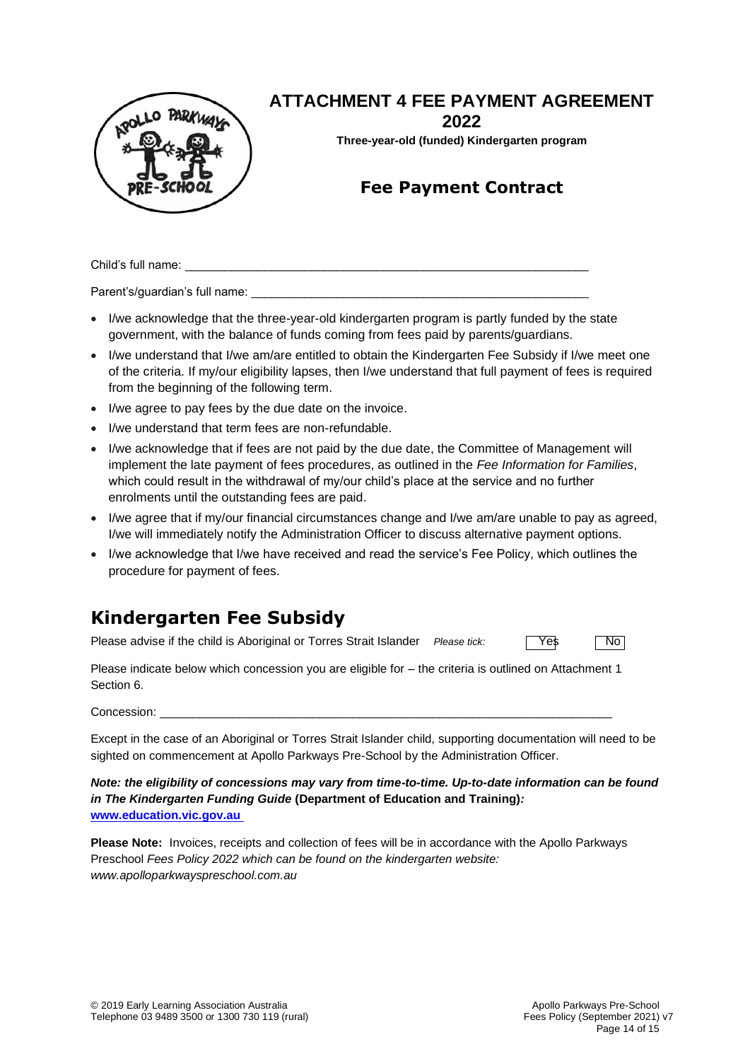# ATTACHMENT 4 FEE PAYMENT AGREEMENT 2022

**Three-year-old (funded) Kindergarten program**

## Fee Payment Contract

Child's full name: ___________________________________________________________

Parent's/guardian's full name: _______________________________________________

- I/we acknowledge that the three-year-old kindergarten program is partly funded by the state government, with the balance of funds coming from fees paid by parents/guardians.
- I/we understand that I/we am/are entitled to obtain the Kindergarten Fee Subsidy if I/we meet one of the criteria. If my/our eligibility lapses, then I/we understand that full payment of fees is required from the beginning of the following term.
- I/we agree to pay fees by the due date on the invoice.
- I/we understand that term fees are non-refundable.
- I/we acknowledge that if fees are not paid by the due date, the Committee of Management will implement the late payment of fees procedures, as outlined in the *Fee Information for Families*, which could result in the withdrawal of my/our child's place at the service and no further enrolments until the outstanding fees are paid.
- I/we agree that if my/our financial circumstances change and I/we am/are unable to pay as agreed, I/we will immediately notify the Administration Officer to discuss alternative payment options.
- I/we acknowledge that I/we have received and read the service's Fee Policy, which outlines the procedure for payment of fees.

## Kindergarten Fee Subsidy

Please advise if the child is Aboriginal or Torres Strait Islander *Please tick:* ☐ Yes ☐ No

Please indicate below which concession you are eligible for – the criteria is outlined on Attachment 1 Section 6.

Concession: ___________________________________________________________________

Except in the case of an Aboriginal or Torres Strait Islander child, supporting documentation will need to be sighted on commencement at Apollo Parkways Pre-School by the Administration Officer.

***Note: the eligibility of concessions may vary from time-to-time. Up-to-date information can be found in The Kindergarten Funding Guide* (Department of Education and Training)*:***
**www.education.vic.gov.au**

**Please Note:** Invoices, receipts and collection of fees will be in accordance with the Apollo Parkways Preschool *Fees Policy 2022 which can be found on the kindergarten website: www.apolloparkwayspreschool.com.au*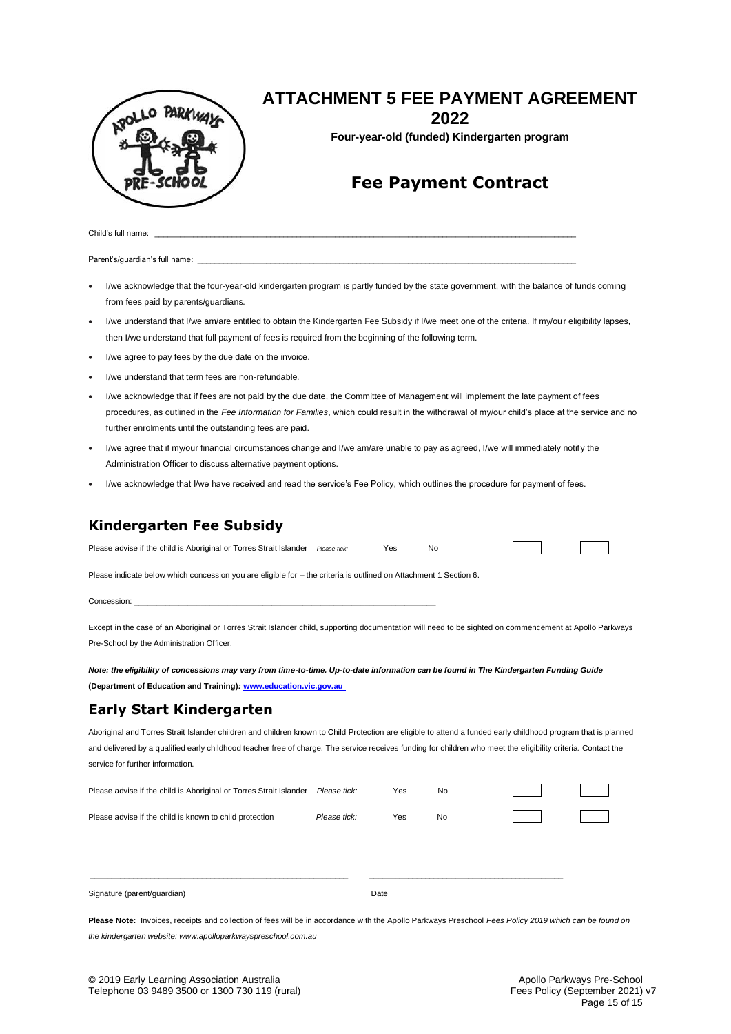# ATTACHMENT 5 FEE PAYMENT AGREEMENT 2022

**Four-year-old (funded) Kindergarten program**

## Fee Payment Contract

Child's full name: \_\_\_\_\_\_\_\_\_\_\_\_\_\_\_\_\_\_\_\_\_\_\_\_\_\_\_\_\_\_\_\_\_\_\_\_\_\_\_\_\_\_\_\_\_\_\_\_\_\_\_\_

Parent's/guardian's full name: \_\_\_\_\_\_\_\_\_\_\_\_\_\_\_\_\_\_\_\_\_\_\_\_\_\_\_\_\_\_\_\_\_\_\_\_\_\_\_\_\_\_\_\_\_\_\_\_\_\_\_\_

- I/we acknowledge that the four-year-old kindergarten program is partly funded by the state government, with the balance of funds coming from fees paid by parents/guardians.
- I/we understand that I/we am/are entitled to obtain the Kindergarten Fee Subsidy if I/we meet one of the criteria. If my/our eligibility lapses, then I/we understand that full payment of fees is required from the beginning of the following term.
- I/we agree to pay fees by the due date on the invoice.
- I/we understand that term fees are non-refundable.
- I/we acknowledge that if fees are not paid by the due date, the Committee of Management will implement the late payment of fees procedures, as outlined in the *Fee Information for Families*, which could result in the withdrawal of my/our child's place at the service and no further enrolments until the outstanding fees are paid.
- I/we agree that if my/our financial circumstances change and I/we am/are unable to pay as agreed, I/we will immediately notify the Administration Officer to discuss alternative payment options.
- I/we acknowledge that I/we have received and read the service's Fee Policy, which outlines the procedure for payment of fees.

## Kindergarten Fee Subsidy

Please advise if the child is Aboriginal or Torres Strait Islander *Please tick:* Yes ☐ No ☐

Please indicate below which concession you are eligible for – the criteria is outlined on Attachment 1 Section 6.

Concession: \_\_\_\_\_\_\_\_\_\_\_\_\_\_\_\_\_\_\_\_\_\_\_\_\_\_\_\_\_\_\_\_\_\_\_\_\_\_\_\_\_\_\_\_\_\_\_\_

Except in the case of an Aboriginal or Torres Strait Islander child, supporting documentation will need to be sighted on commencement at Apollo Parkways Pre-School by the Administration Officer.

***Note: the eligibility of concessions may vary from time-to-time. Up-to-date information can be found in The Kindergarten Funding Guide*** **(Department of Education and Training)*:* www.education.vic.gov.au**

## Early Start Kindergarten

Aboriginal and Torres Strait Islander children and children known to Child Protection are eligible to attend a funded early childhood program that is planned and delivered by a qualified early childhood teacher free of charge. The service receives funding for children who meet the eligibility criteria. Contact the service for further information.

Please advise if the child is Aboriginal or Torres Strait Islander *Please tick:* Yes ☐ No ☐

Please advise if the child is known to child protection *Please tick:* Yes ☐ No ☐

\_\_\_\_\_\_\_\_\_\_\_\_\_\_\_\_\_\_\_\_\_\_\_\_\_\_\_\_\_\_\_\_\_\_\_\_\_\_\_\_ \_\_\_\_\_\_\_\_\_\_\_\_\_\_\_\_\_\_\_\_\_\_\_\_\_\_\_\_\_\_

Signature (parent/guardian) Date

**Please Note:** Invoices, receipts and collection of fees will be in accordance with the Apollo Parkways Preschool *Fees Policy 2019 which can be found on the kindergarten website: www.apolloparkwayspreschool.com.au*